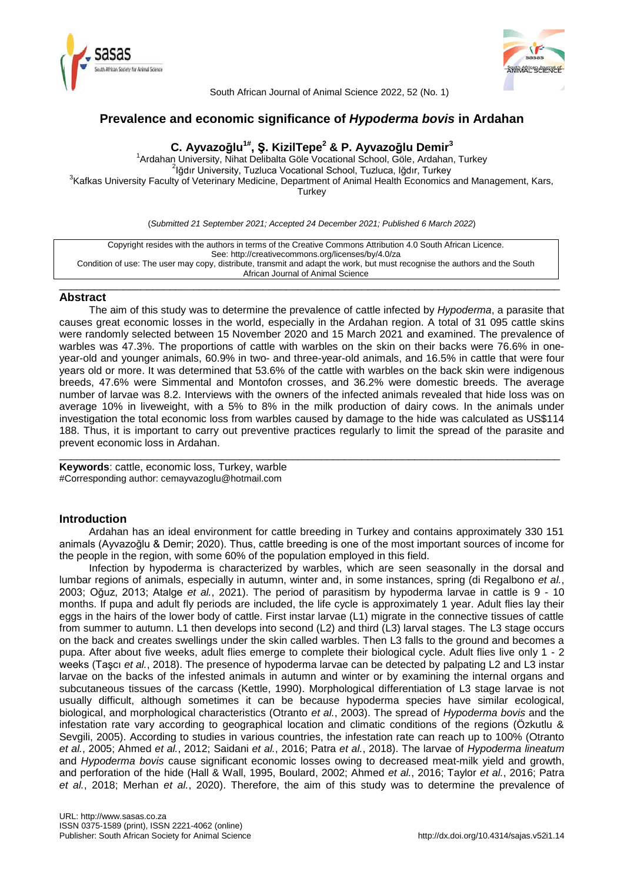# Prevalence and economic significance of *Hypoderma bovis* in Ardahan

**C. Ayvazoğlu[1#], Ş. KizilTepe[2] & P. Ayvazoğlu Demir[3]**

[1]Ardahan University, Nihat Delibalta Göle Vocational School, Göle, Ardahan, Turkey
[2]Iğdır University, Tuzluca Vocational School, Tuzluca, Iğdır, Turkey
[3]Kafkas University Faculty of Veterinary Medicine, Department of Animal Health Economics and Management, Kars, Turkey

(*Submitted 21 September 2021; Accepted 24 December 2021; Published 6 March 2022*)

Copyright resides with the authors in terms of the Creative Commons Attribution 4.0 South African Licence.
See: http://creativecommons.org/licenses/by/4.0/za
Condition of use: The user may copy, distribute, transmit and adapt the work, but must recognise the authors and the South African Journal of Animal Science

## Abstract

The aim of this study was to determine the prevalence of cattle infected by *Hypoderma*, a parasite that causes great economic losses in the world, especially in the Ardahan region. A total of 31 095 cattle skins were randomly selected between 15 November 2020 and 15 March 2021 and examined. The prevalence of warbles was 47.3%. The proportions of cattle with warbles on the skin on their backs were 76.6% in one-year-old and younger animals, 60.9% in two- and three-year-old animals, and 16.5% in cattle that were four years old or more. It was determined that 53.6% of the cattle with warbles on the back skin were indigenous breeds, 47.6% were Simmental and Montofon crosses, and 36.2% were domestic breeds. The average number of larvae was 8.2. Interviews with the owners of the infected animals revealed that hide loss was on average 10% in liveweight, with a 5% to 8% in the milk production of dairy cows. In the animals under investigation the total economic loss from warbles caused by damage to the hide was calculated as US$114 188. Thus, it is important to carry out preventive practices regularly to limit the spread of the parasite and prevent economic loss in Ardahan.

**Keywords**: cattle, economic loss, Turkey, warble
#Corresponding author: cemayvazoglu@hotmail.com

## Introduction

Ardahan has an ideal environment for cattle breeding in Turkey and contains approximately 330 151 animals (Ayvazoğlu & Demir; 2020). Thus, cattle breeding is one of the most important sources of income for the people in the region, with some 60% of the population employed in this field.

Infection by hypoderma is characterized by warbles, which are seen seasonally in the dorsal and lumbar regions of animals, especially in autumn, winter and, in some instances, spring (di Regalbono *et al.*, 2003; Oğuz, 2013; Atalge *et al.*, 2021). The period of parasitism by hypoderma larvae in cattle is 9 - 10 months. If pupa and adult fly periods are included, the life cycle is approximately 1 year. Adult flies lay their eggs in the hairs of the lower body of cattle. First instar larvae (L1) migrate in the connective tissues of cattle from summer to autumn. L1 then develops into second (L2) and third (L3) larval stages. The L3 stage occurs on the back and creates swellings under the skin called warbles. Then L3 falls to the ground and becomes a pupa. After about five weeks, adult flies emerge to complete their biological cycle. Adult flies live only 1 - 2 weeks (Taşcı *et al.*, 2018). The presence of hypoderma larvae can be detected by palpating L2 and L3 instar larvae on the backs of the infested animals in autumn and winter or by examining the internal organs and subcutaneous tissues of the carcass (Kettle, 1990). Morphological differentiation of L3 stage larvae is not usually difficult, although sometimes it can be because hypoderma species have similar ecological, biological, and morphological characteristics (Otranto *et al.*, 2003). The spread of *Hypoderma bovis* and the infestation rate vary according to geographical location and climatic conditions of the regions (Özkutlu & Sevgili, 2005). According to studies in various countries, the infestation rate can reach up to 100% (Otranto *et al.*, 2005; Ahmed *et al.*, 2012; Saidani *et al.*, 2016; Patra *et al.*, 2018). The larvae of *Hypoderma lineatum* and *Hypoderma bovis* cause significant economic losses owing to decreased meat-milk yield and growth, and perforation of the hide (Hall & Wall, 1995, Boulard, 2002; Ahmed *et al.*, 2016; Taylor *et al.*, 2016; Patra *et al.*, 2018; Merhan *et al.*, 2020). Therefore, the aim of this study was to determine the prevalence of

URL: http://www.sasas.co.za
ISSN 0375-1589 (print), ISSN 2221-4062 (online)
Publisher: South African Society for Animal Science
http://dx.doi.org/10.4314/sajas.v52i1.14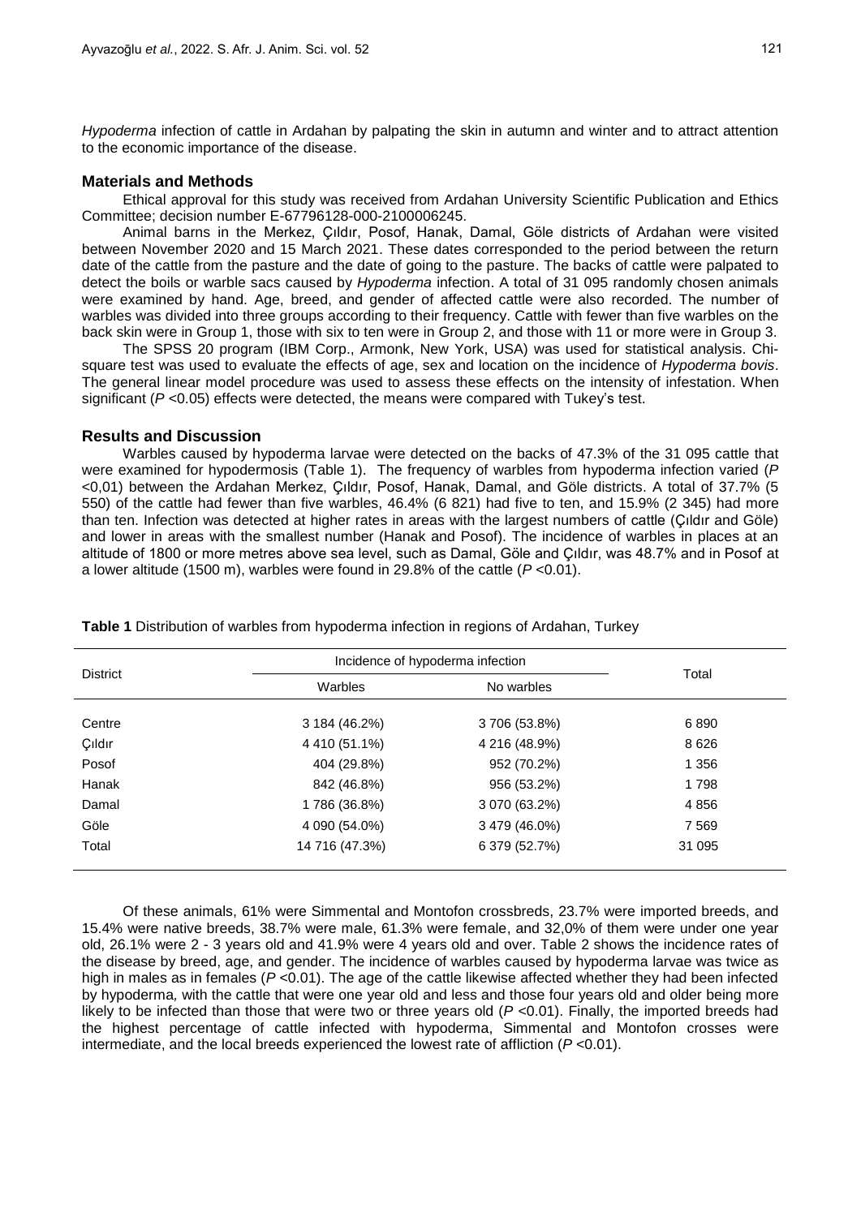*Hypoderma* infection of cattle in Ardahan by palpating the skin in autumn and winter and to attract attention to the economic importance of the disease.

## Materials and Methods

Ethical approval for this study was received from Ardahan University Scientific Publication and Ethics Committee; decision number E-67796128-000-2100006245.

Animal barns in the Merkez, Çıldır, Posof, Hanak, Damal, Göle districts of Ardahan were visited between November 2020 and 15 March 2021. These dates corresponded to the period between the return date of the cattle from the pasture and the date of going to the pasture. The backs of cattle were palpated to detect the boils or warble sacs caused by *Hypoderma* infection. A total of 31 095 randomly chosen animals were examined by hand. Age, breed, and gender of affected cattle were also recorded. The number of warbles was divided into three groups according to their frequency. Cattle with fewer than five warbles on the back skin were in Group 1, those with six to ten were in Group 2, and those with 11 or more were in Group 3.

The SPSS 20 program (IBM Corp., Armonk, New York, USA) was used for statistical analysis. Chi-square test was used to evaluate the effects of age, sex and location on the incidence of *Hypoderma bovis*. The general linear model procedure was used to assess these effects on the intensity of infestation. When significant ($P$ <0.05) effects were detected, the means were compared with Tukey's test.

## Results and Discussion

Warbles caused by hypoderma larvae were detected on the backs of 47.3% of the 31 095 cattle that were examined for hypodermosis (Table 1). The frequency of warbles from hypoderma infection varied ($P$ <0,01) between the Ardahan Merkez, Çıldır, Posof, Hanak, Damal, and Göle districts. A total of 37.7% (5 550) of the cattle had fewer than five warbles, 46.4% (6 821) had five to ten, and 15.9% (2 345) had more than ten. Infection was detected at higher rates in areas with the largest numbers of cattle (Çıldır and Göle) and lower in areas with the smallest number (Hanak and Posof). The incidence of warbles in places at an altitude of 1800 or more metres above sea level, such as Damal, Göle and Çıldır, was 48.7% and in Posof at a lower altitude (1500 m), warbles were found in 29.8% of the cattle ($P$ <0.01).

**Table 1** Distribution of warbles from hypoderma infection in regions of Ardahan, Turkey

| District | Incidence of hypoderma infection | | Total |
|---|---|---|---|
| | Warbles | No warbles | |
| Centre | 3 184 (46.2%) | 3 706 (53.8%) | 6 890 |
| Çıldır | 4 410 (51.1%) | 4 216 (48.9%) | 8 626 |
| Posof | 404 (29.8%) | 952 (70.2%) | 1 356 |
| Hanak | 842 (46.8%) | 956 (53.2%) | 1 798 |
| Damal | 1 786 (36.8%) | 3 070 (63.2%) | 4 856 |
| Göle | 4 090 (54.0%) | 3 479 (46.0%) | 7 569 |
| Total | 14 716 (47.3%) | 6 379 (52.7%) | 31 095 |

Of these animals, 61% were Simmental and Montofon crossbreds, 23.7% were imported breeds, and 15.4% were native breeds, 38.7% were male, 61.3% were female, and 32,0% of them were under one year old, 26.1% were 2 - 3 years old and 41.9% were 4 years old and over. Table 2 shows the incidence rates of the disease by breed, age, and gender. The incidence of warbles caused by hypoderma larvae was twice as high in males as in females ($P$ <0.01). The age of the cattle likewise affected whether they had been infected by hypoderma*,* with the cattle that were one year old and less and those four years old and older being more likely to be infected than those that were two or three years old ($P$ <0.01). Finally, the imported breeds had the highest percentage of cattle infected with hypoderma, Simmental and Montofon crosses were intermediate, and the local breeds experienced the lowest rate of affliction ($P$ <0.01).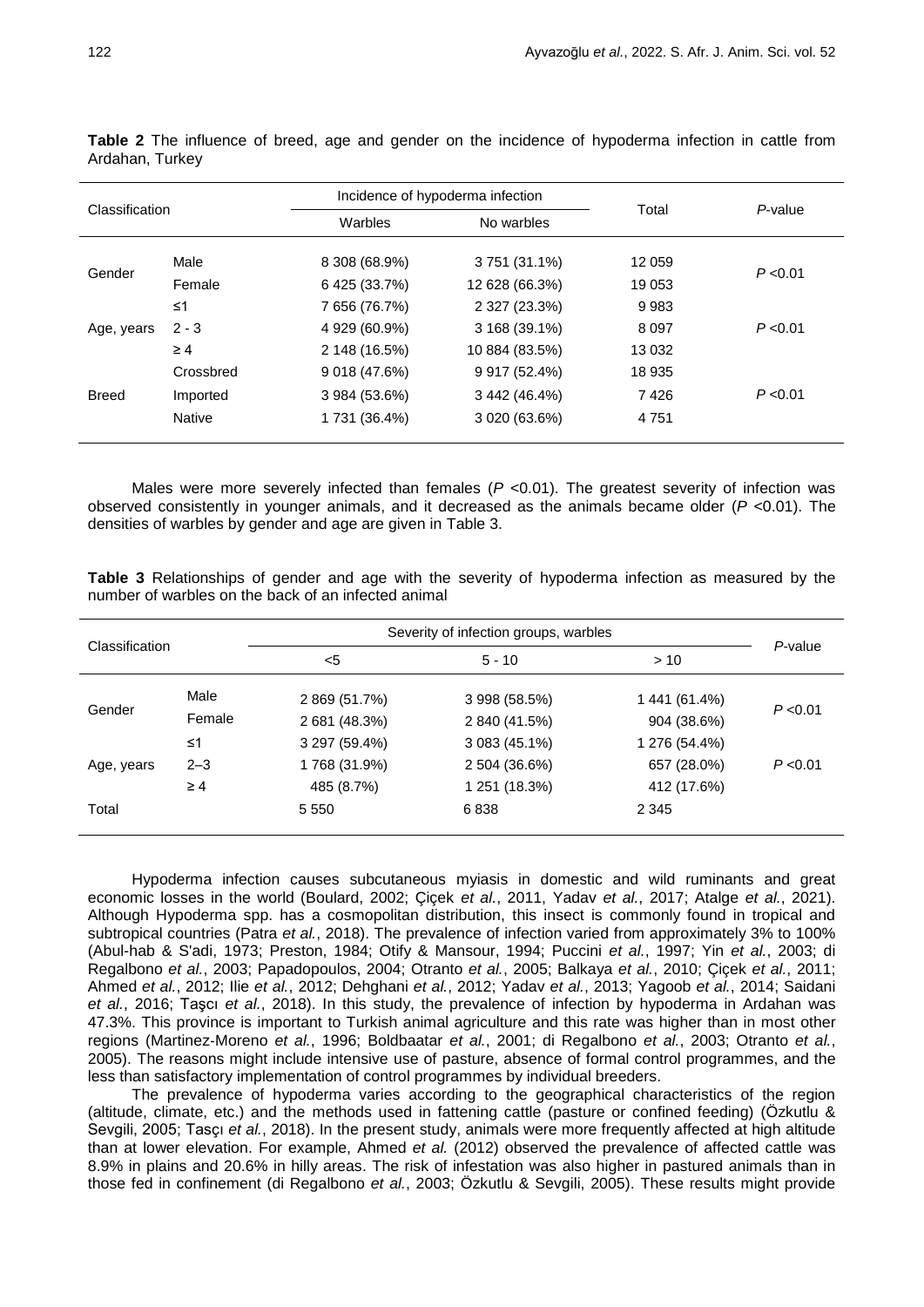**Table 2** The influence of breed, age and gender on the incidence of hypoderma infection in cattle from Ardahan, Turkey

| Classification | | Incidence of hypoderma infection | | Total | *P*-value |
|---|---|---|---|---|---|
| | | Warbles | No warbles | | |
| Gender | Male | 8 308 (68.9%) | 3 751 (31.1%) | 12 059 | $P < 0.01$ |
| | Female | 6 425 (33.7%) | 12 628 (66.3%) | 19 053 | |
| Age, years | ≤1 | 7 656 (76.7%) | 2 327 (23.3%) | 9 983 | $P < 0.01$ |
| | 2 - 3 | 4 929 (60.9%) | 3 168 (39.1%) | 8 097 | |
| | ≥ 4 | 2 148 (16.5%) | 10 884 (83.5%) | 13 032 | |
| Breed | Crossbred | 9 018 (47.6%) | 9 917 (52.4%) | 18 935 | $P < 0.01$ |
| | Imported | 3 984 (53.6%) | 3 442 (46.4%) | 7 426 | |
| | Native | 1 731 (36.4%) | 3 020 (63.6%) | 4 751 | |

Males were more severely infected than females ($P < 0.01$). The greatest severity of infection was observed consistently in younger animals, and it decreased as the animals became older ($P < 0.01$). The densities of warbles by gender and age are given in Table 3.

**Table 3** Relationships of gender and age with the severity of hypoderma infection as measured by the number of warbles on the back of an infected animal

| Classification | | Severity of infection groups, warbles | | | *P*-value |
|---|---|---|---|---|---|
| | | <5 | 5 - 10 | > 10 | |
| Gender | Male | 2 869 (51.7%) | 3 998 (58.5%) | 1 441 (61.4%) | $P < 0.01$ |
| | Female | 2 681 (48.3%) | 2 840 (41.5%) | 904 (38.6%) | |
| Age, years | ≤1 | 3 297 (59.4%) | 3 083 (45.1%) | 1 276 (54.4%) | $P < 0.01$ |
| | 2–3 | 1 768 (31.9%) | 2 504 (36.6%) | 657 (28.0%) | |
| | ≥ 4 | 485 (8.7%) | 1 251 (18.3%) | 412 (17.6%) | |
| Total | | 5 550 | 6 838 | 2 345 | |

Hypoderma infection causes subcutaneous myiasis in domestic and wild ruminants and great economic losses in the world (Boulard, 2002; Çiçek *et al.*, 2011, Yadav *et al.*, 2017; Atalge *et al.*, 2021). Although Hypoderma spp. has a cosmopolitan distribution, this insect is commonly found in tropical and subtropical countries (Patra *et al.*, 2018). The prevalence of infection varied from approximately 3% to 100% (Abul-hab & S'adi, 1973; Preston, 1984; Otify & Mansour, 1994; Puccini *et al.*, 1997; Yin *et al.*, 2003; di Regalbono *et al.*, 2003; Papadopoulos, 2004; Otranto *et al.*, 2005; Balkaya *et al.*, 2010; Çiçek *et al.*, 2011; Ahmed *et al.*, 2012; Ilie *et al.*, 2012; Dehghani *et al.*, 2012; Yadav *et al.*, 2013; Yagoob *et al.*, 2014; Saidani *et al.*, 2016; Taşcı *et al.*, 2018). In this study, the prevalence of infection by hypoderma in Ardahan was 47.3%. This province is important to Turkish animal agriculture and this rate was higher than in most other regions (Martinez-Moreno *et al.*, 1996; Boldbaatar *et al.*, 2001; di Regalbono *et al.*, 2003; Otranto *et al.*, 2005). The reasons might include intensive use of pasture, absence of formal control programmes, and the less than satisfactory implementation of control programmes by individual breeders.

The prevalence of hypoderma varies according to the geographical characteristics of the region (altitude, climate, etc.) and the methods used in fattening cattle (pasture or confined feeding) (Özkutlu & Sevgili, 2005; Tasçı *et al.*, 2018). In the present study, animals were more frequently affected at high altitude than at lower elevation. For example, Ahmed *et al.* (2012) observed the prevalence of affected cattle was 8.9% in plains and 20.6% in hilly areas. The risk of infestation was also higher in pastured animals than in those fed in confinement (di Regalbono *et al.*, 2003; Özkutlu & Sevgili, 2005). These results might provide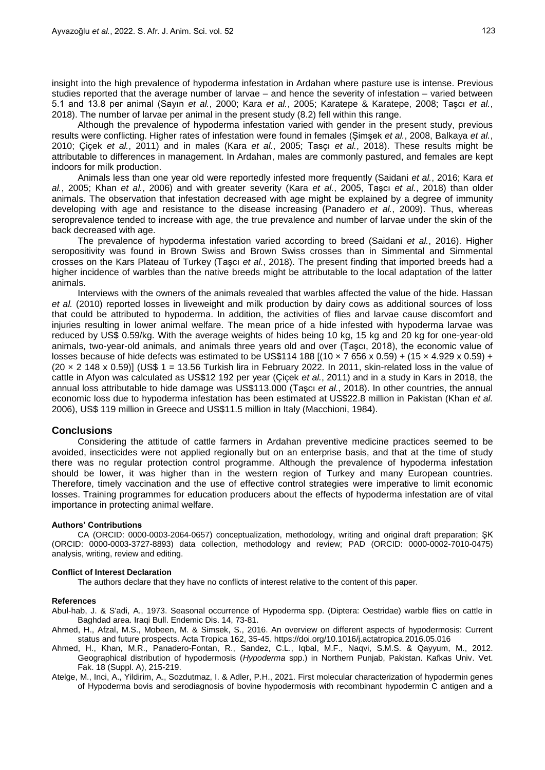insight into the high prevalence of hypoderma infestation in Ardahan where pasture use is intense. Previous studies reported that the average number of larvae – and hence the severity of infestation – varied between 5.1 and 13.8 per animal (Sayın *et al.*, 2000; Kara *et al.*, 2005; Karatepe & Karatepe, 2008; Taşcı *et al.*, 2018). The number of larvae per animal in the present study (8.2) fell within this range.

Although the prevalence of hypoderma infestation varied with gender in the present study, previous results were conflicting. Higher rates of infestation were found in females (Şimşek *et al.*, 2008, Balkaya *et al.*, 2010; Çiçek *et al.*, 2011) and in males (Kara *et al.*, 2005; Tasçı *et al.*, 2018). These results might be attributable to differences in management. In Ardahan, males are commonly pastured, and females are kept indoors for milk production.

Animals less than one year old were reportedly infested more frequently (Saidani *et al.*, 2016; Kara *et al.*, 2005; Khan *et al.*, 2006) and with greater severity (Kara *et al.*, 2005, Taşcı *et al.*, 2018) than older animals. The observation that infestation decreased with age might be explained by a degree of immunity developing with age and resistance to the disease increasing (Panadero *et al.*, 2009). Thus, whereas seroprevalence tended to increase with age, the true prevalence and number of larvae under the skin of the back decreased with age.

The prevalence of hypoderma infestation varied according to breed (Saidani *et al.*, 2016). Higher seropositivity was found in Brown Swiss and Brown Swiss crosses than in Simmental and Simmental crosses on the Kars Plateau of Turkey (Taşcı *et al.*, 2018). The present finding that imported breeds had a higher incidence of warbles than the native breeds might be attributable to the local adaptation of the latter animals.

Interviews with the owners of the animals revealed that warbles affected the value of the hide. Hassan *et al.* (2010) reported losses in liveweight and milk production by dairy cows as additional sources of loss that could be attributed to hypoderma. In addition, the activities of flies and larvae cause discomfort and injuries resulting in lower animal welfare. The mean price of a hide infested with hypoderma larvae was reduced by US$ 0.59/kg. With the average weights of hides being 10 kg, 15 kg and 20 kg for one-year-old animals, two-year-old animals, and animals three years old and over (Taşcı, 2018), the economic value of losses because of hide defects was estimated to be US$114 188 [(10 × 7 656 x 0.59) + (15 × 4.929 x 0.59) + (20 × 2 148 x 0.59)] (US$ 1 = 13.56 Turkish lira in February 2022. In 2011, skin-related loss in the value of cattle in Afyon was calculated as US$12 192 per year (Çiçek *et al.*, 2011) and in a study in Kars in 2018, the annual loss attributable to hide damage was US$113.000 (Taşcı *et al.*, 2018). In other countries, the annual economic loss due to hypoderma infestation has been estimated at US$22.8 million in Pakistan (Khan *et al.* 2006), US$ 119 million in Greece and US$11.5 million in Italy (Macchioni, 1984).

## Conclusions

Considering the attitude of cattle farmers in Ardahan preventive medicine practices seemed to be avoided, insecticides were not applied regionally but on an enterprise basis, and that at the time of study there was no regular protection control programme. Although the prevalence of hypoderma infestation should be lower, it was higher than in the western region of Turkey and many European countries. Therefore, timely vaccination and the use of effective control strategies were imperative to limit economic losses. Training programmes for education producers about the effects of hypoderma infestation are of vital importance in protecting animal welfare.

#### Authors' Contributions

CA (ORCID: 0000-0003-2064-0657) conceptualization, methodology, writing and original draft preparation; ŞK (ORCID: 0000-0003-3727-8893) data collection, methodology and review; PAD (ORCID: 0000-0002-7010-0475) analysis, writing, review and editing.

#### Conflict of Interest Declaration

The authors declare that they have no conflicts of interest relative to the content of this paper.

#### References

Abul-hab, J. & S'adi, A., 1973. Seasonal occurrence of Hypoderma spp. (Diptera: Oestridae) warble flies on cattle in Baghdad area. Iraqi Bull. Endemic Dis. 14, 73-81.

Ahmed, H., Afzal, M.S., Mobeen, M. & Simsek, S., 2016. An overview on different aspects of hypodermosis: Current status and future prospects. Acta Tropica 162, 35-45. https://doi.org/10.1016/j.actatropica.2016.05.016

Ahmed, H., Khan, M.R., Panadero-Fontan, R., Sandez, C.L., Iqbal, M.F., Naqvi, S.M.S. & Qayyum, M., 2012. Geographical distribution of hypodermosis (*Hypoderma* spp.) in Northern Punjab, Pakistan. Kafkas Univ. Vet. Fak. 18 (Suppl. A), 215-219.

Atelge, M., Inci, A., Yildirim, A., Sozdutmaz, I. & Adler, P.H., 2021. First molecular characterization of hypodermin genes of Hypoderma bovis and serodiagnosis of bovine hypodermosis with recombinant hypodermin C antigen and a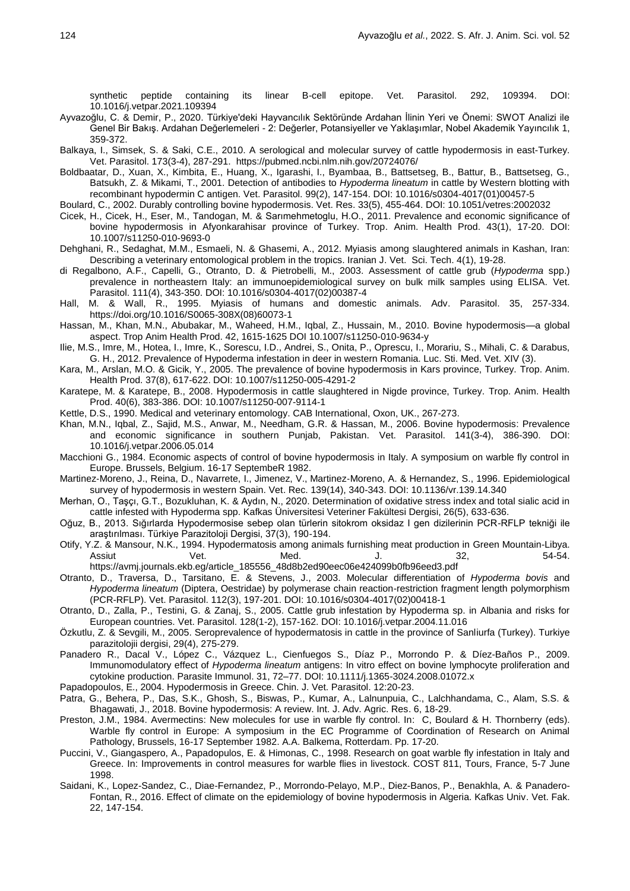synthetic peptide containing its linear B-cell epitope. Vet. Parasitol. 292, 109394. DOI: 10.1016/j.vetpar.2021.109394

Ayvazoğlu, C. & Demir, P., 2020. Türkiye'deki Hayvancılık Sektöründe Ardahan İlinin Yeri ve Önemi: SWOT Analizi ile Genel Bir Bakış. Ardahan Değerlemeleri - 2: Değerler, Potansiyeller ve Yaklaşımlar, Nobel Akademik Yayıncılık 1, 359-372.

Balkaya, I., Simsek, S. & Saki, C.E., 2010. A serological and molecular survey of cattle hypodermosis in east-Turkey. Vet. Parasitol. 173(3-4), 287-291. https://pubmed.ncbi.nlm.nih.gov/20724076/

Boldbaatar, D., Xuan, X., Kimbita, E., Huang, X., Igarashi, I., Byambaa, B., Battsetseg, B., Battur, B., Battsetseg, G., Batsukh, Z. & Mikami, T., 2001. Detection of antibodies to *Hypoderma lineatum* in cattle by Western blotting with recombinant hypodermin C antigen. Vet. Parasitol. 99(2), 147-154. DOI: 10.1016/s0304-4017(01)00457-5

Boulard, C., 2002. Durably controlling bovine hypodermosis. Vet. Res. 33(5), 455-464. DOI: 10.1051/vetres:2002032

Cicek, H., Cicek, H., Eser, M., Tandogan, M. & Sarımehmetoglu, H.O., 2011. Prevalence and economic significance of bovine hypodermosis in Afyonkarahisar province of Turkey. Trop. Anim. Health Prod. 43(1), 17-20. DOI: 10.1007/s11250-010-9693-0

Dehghani, R., Sedaghat, M.M., Esmaeli, N. & Ghasemi, A., 2012. Myiasis among slaughtered animals in Kashan, Iran: Describing a veterinary entomological problem in the tropics. Iranian J. Vet. Sci. Tech. 4(1), 19-28.

di Regalbono, A.F., Capelli, G., Otranto, D. & Pietrobelli, M., 2003. Assessment of cattle grub (*Hypoderma* spp.) prevalence in northeastern Italy: an immunoepidemiological survey on bulk milk samples using ELISA. Vet. Parasitol. 111(4), 343-350. DOI: 10.1016/s0304-4017(02)00387-4

Hall, M. & Wall, R., 1995. Myiasis of humans and domestic animals. Adv. Parasitol. 35, 257-334. https://doi.org/10.1016/S0065-308X(08)60073-1

Hassan, M., Khan, M.N., Abubakar, M., Waheed, H.M., Iqbal, Z., Hussain, M., 2010. Bovine hypodermosis—a global aspect. Trop Anim Health Prod. 42, 1615-1625 DOI 10.1007/s11250-010-9634-y

Ilie, M.S., Imre, M., Hotea, I., Imre, K., Sorescu, I.D., Andrei, S., Onita, P., Oprescu, I., Morariu, S., Mihali, C. & Darabus, G. H., 2012. Prevalence of Hypoderma infestation in deer in western Romania. Luc. Sti. Med. Vet. XIV (3).

Kara, M., Arslan, M.O. & Gicik, Y., 2005. The prevalence of bovine hypodermosis in Kars province, Turkey. Trop. Anim. Health Prod. 37(8), 617-622. DOI: 10.1007/s11250-005-4291-2

Karatepe, M. & Karatepe, B., 2008. Hypodermosis in cattle slaughtered in Nigde province, Turkey. Trop. Anim. Health Prod. 40(6), 383-386. DOI: 10.1007/s11250-007-9114-1

Kettle, D.S., 1990. Medical and veterinary entomology. CAB International, Oxon, UK., 267-273.

Khan, M.N., Iqbal, Z., Sajid, M.S., Anwar, M., Needham, G.R. & Hassan, M., 2006. Bovine hypodermosis: Prevalence and economic significance in southern Punjab, Pakistan. Vet. Parasitol. 141(3-4), 386-390. DOI: 10.1016/j.vetpar.2006.05.014

Macchioni G., 1984. Economic aspects of control of bovine hypodermosis in Italy. A symposium on warble fly control in Europe. Brussels, Belgium. 16-17 SeptembeR 1982.

Martinez-Moreno, J., Reina, D., Navarrete, I., Jimenez, V., Martinez-Moreno, A. & Hernandez, S., 1996. Epidemiological survey of hypodermosis in western Spain. Vet. Rec. 139(14), 340-343. DOI: 10.1136/vr.139.14.340

Merhan, O., Taşçı, G.T., Bozukluhan, K. & Aydın, N., 2020. Determination of oxidative stress index and total sialic acid in cattle infested with Hypoderma spp. Kafkas Üniversitesi Veteriner Fakültesi Dergisi, 26(5), 633-636.

Oğuz, B., 2013. Sığırlarda Hypodermosise sebep olan türlerin sitokrom oksidaz I gen dizilerinin PCR-RFLP tekniği ile araştırılması. Türkiye Parazitoloji Dergisi, 37(3), 190-194.

Otify, Y.Z. & Mansour, N.K., 1994. Hypodermatosis among animals furnishing meat production in Green Mountain-Libya. Assiut Vet. Med. J. 32, 54-54. https://avmj.journals.ekb.eg/article_185556_48d8b2ed90eec06e424099b0fb96eed3.pdf

Otranto, D., Traversa, D., Tarsitano, E. & Stevens, J., 2003. Molecular differentiation of *Hypoderma bovis* and *Hypoderma lineatum* (Diptera, Oestridae) by polymerase chain reaction-restriction fragment length polymorphism (PCR-RFLP). Vet. Parasitol. 112(3), 197-201. DOI: 10.1016/s0304-4017(02)00418-1

Otranto, D., Zalla, P., Testini, G. & Zanaj, S., 2005. Cattle grub infestation by Hypoderma sp. in Albania and risks for European countries. Vet. Parasitol. 128(1-2), 157-162. DOI: 10.1016/j.vetpar.2004.11.016

Özkutlu, Z. & Sevgili, M., 2005. Seroprevalence of hypodermatosis in cattle in the province of Sanlıurfa (Turkey). Turkiye parazitolojii dergisi, 29(4), 275-279.

Panadero R., Dacal V., López C., Vázquez L., Cienfuegos S., Díaz P., Morrondo P. & Díez-Baños P., 2009. Immunomodulatory effect of *Hypoderma lineatum* antigens: In vitro effect on bovine lymphocyte proliferation and cytokine production. Parasite Immunol. 31, 72–77. DOI: 10.1111/j.1365-3024.2008.01072.x

Papadopoulos, E., 2004. Hypodermosis in Greece. Chin. J. Vet. Parasitol. 12:20-23.

Patra, G., Behera, P., Das, S.K., Ghosh, S., Biswas, P., Kumar, A., Lalnunpuia, C., Lalchhandama, C., Alam, S.S. & Bhagawati, J., 2018. Bovine hypodermosis: A review. Int. J. Adv. Agric. Res. 6, 18-29.

Preston, J.M., 1984. Avermectins: New molecules for use in warble fly control. In: C, Boulard & H. Thornberry (eds). Warble fly control in Europe: A symposium in the EC Programme of Coordination of Research on Animal Pathology, Brussels, 16-17 September 1982. A.A. Balkema, Rotterdam. Pp. 17-20.

Puccini, V., Giangaspero, A., Papadopulos, E. & Himonas, C., 1998. Research on goat warble fly infestation in Italy and Greece. In: Improvements in control measures for warble flies in livestock. COST 811, Tours, France, 5-7 June 1998.

Saidani, K., Lopez-Sandez, C., Diae-Fernandez, P., Morrondo-Pelayo, M.P., Diez-Banos, P., Benakhla, A. & Panadero-Fontan, R., 2016. Effect of climate on the epidemiology of bovine hypodermosis in Algeria. Kafkas Univ. Vet. Fak. 22, 147-154.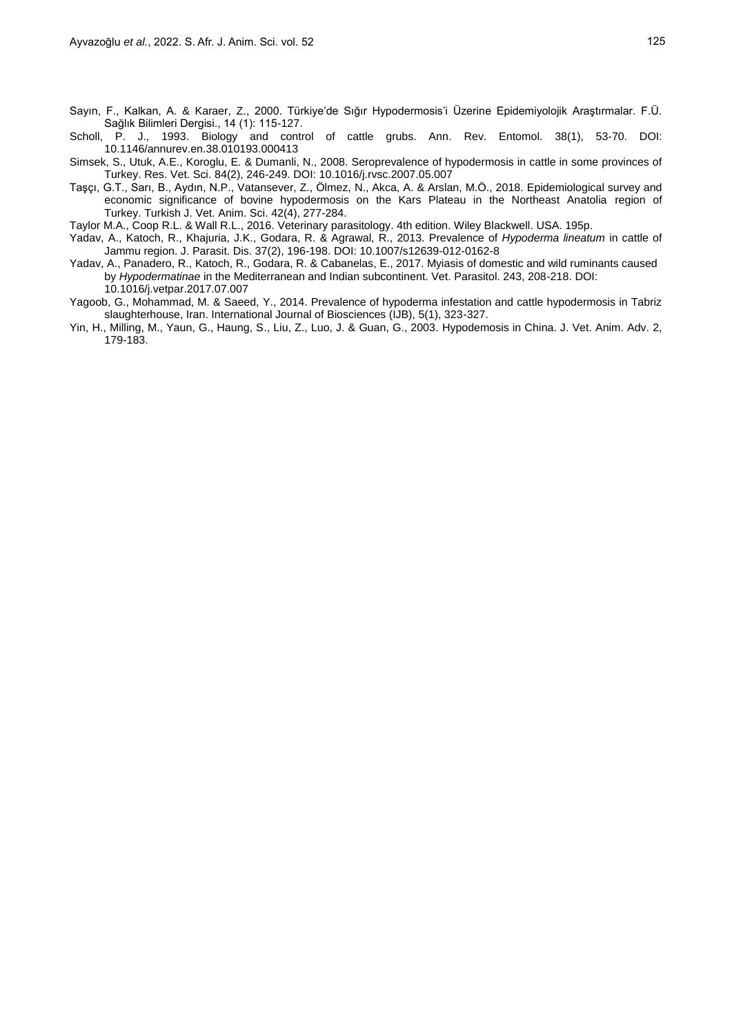Sayın, F., Kalkan, A. & Karaer, Z., 2000. Türkiye'de Sığır Hypodermosis'i Üzerine Epidemiyolojik Araştırmalar. F.Ü. Sağlık Bilimleri Dergisi., 14 (1): 115-127.

Scholl, P. J., 1993. Biology and control of cattle grubs. Ann. Rev. Entomol. 38(1), 53-70. DOI: 10.1146/annurev.en.38.010193.000413

Simsek, S., Utuk, A.E., Koroglu, E. & Dumanli, N., 2008. Seroprevalence of hypodermosis in cattle in some provinces of Turkey. Res. Vet. Sci. 84(2), 246-249. DOI: 10.1016/j.rvsc.2007.05.007

Taşçı, G.T., Sarı, B., Aydın, N.P., Vatansever, Z., Ölmez, N., Akca, A. & Arslan, M.Ö., 2018. Epidemiological survey and economic significance of bovine hypodermosis on the Kars Plateau in the Northeast Anatolia region of Turkey. Turkish J. Vet. Anim. Sci. 42(4), 277-284.

Taylor M.A., Coop R.L. & Wall R.L., 2016. Veterinary parasitology. 4th edition. Wiley Blackwell. USA. 195p.

Yadav, A., Katoch, R., Khajuria, J.K., Godara, R. & Agrawal, R., 2013. Prevalence of *Hypoderma lineatum* in cattle of Jammu region. J. Parasit. Dis. 37(2), 196-198. DOI: 10.1007/s12639-012-0162-8

Yadav, A., Panadero, R., Katoch, R., Godara, R. & Cabanelas, E., 2017. Myiasis of domestic and wild ruminants caused by *Hypodermatinae* in the Mediterranean and Indian subcontinent. Vet. Parasitol. 243, 208-218. DOI: 10.1016/j.vetpar.2017.07.007

Yagoob, G., Mohammad, M. & Saeed, Y., 2014. Prevalence of hypoderma infestation and cattle hypodermosis in Tabriz slaughterhouse, Iran. International Journal of Biosciences (IJB), 5(1), 323-327.

Yin, H., Milling, M., Yaun, G., Haung, S., Liu, Z., Luo, J. & Guan, G., 2003. Hypodemosis in China. J. Vet. Anim. Adv. 2, 179-183.